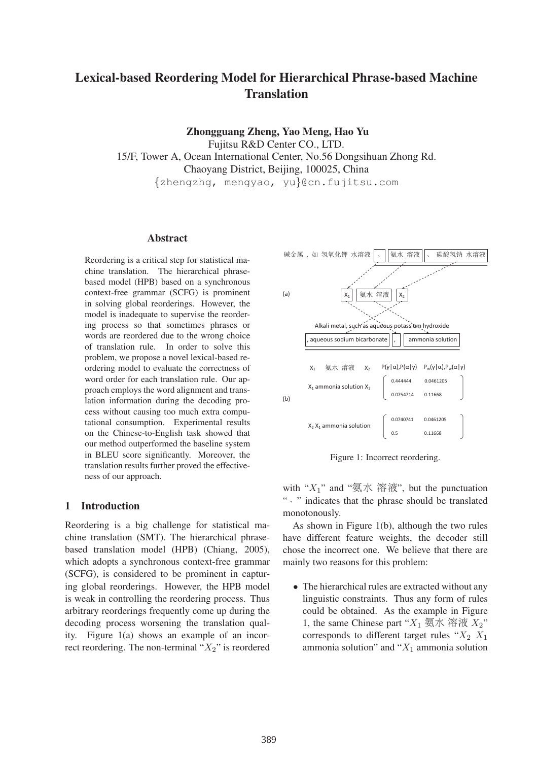# Lexical-based Reordering Model for Hierarchical Phrase-based Machine Translation

**Zhongguang Zheng, Yao Meng, Hao Yu**

Fujitsu R&D Center CO., LTD.
15/F, Tower A, Ocean International Center, No.56 Dongsihuan Zhong Rd.
Chaoyang District, Beijing, 100025, China
{zhengzhg, mengyao, yu}@cn.fujitsu.com

## Abstract

Reordering is a critical step for statistical machine translation. The hierarchical phrase-based model (HPB) based on a synchronous context-free grammar (SCFG) is prominent in solving global reorderings. However, the model is inadequate to supervise the reordering process so that sometimes phrases or words are reordered due to the wrong choice of translation rule. In order to solve this problem, we propose a novel lexical-based reordering model to evaluate the correctness of word order for each translation rule. Our approach employs the word alignment and translation information during the decoding process without causing too much extra computational consumption. Experimental results on the Chinese-to-English task showed that our method outperformed the baseline system in BLEU score significantly. Moreover, the translation results further proved the effectiveness of our approach.

## 1 Introduction

Reordering is a big challenge for statistical machine translation (SMT). The hierarchical phrase-based translation model (HPB) (Chiang, 2005), which adopts a synchronous context-free grammar (SCFG), is considered to be prominent in capturing global reorderings. However, the HPB model is weak in controlling the reordering process. Thus arbitrary reorderings frequently come up during the decoding process worsening the translation quality. Figure 1(a) shows an example of an incorrect reordering. The non-terminal "$X_2$" is reordered

(a)

碱金属，如 氢氧化钾 水溶液 | 、 | 氨水 溶液 | 、 碳酸氢钠 水溶液

$X_1$ | 氨水 溶液 | $X_2$

Alkali metal, such as aqueous potassium hydroxide

, aqueous sodium bicarbonate | , | ammonia solution

(b)

| $X_1$ 氨水 溶液 $X_2$ | $P(\gamma\|\alpha),P(\alpha\|\gamma)$ | $P_w(\gamma\|\alpha),P_w(\alpha\|\gamma)$ |
|---|---|---|
| $X_1$ ammonia solution $X_2$ | 0.444444 | 0.0461205 |
| | 0.0754714 | 0.11668 |
| $X_2$ $X_1$ ammonia solution | 0.0740741 | 0.0461205 |
| | 0.5 | 0.11668 |

Figure 1: Incorrect reordering.

with "$X_1$" and "氨水 溶液", but the punctuation "、" indicates that the phrase should be translated monotonously.

As shown in Figure 1(b), although the two rules have different feature weights, the decoder still chose the incorrect one. We believe that there are mainly two reasons for this problem:

- The hierarchical rules are extracted without any linguistic constraints. Thus any form of rules could be obtained. As the example in Figure 1, the same Chinese part "$X_1$ 氨水 溶液 $X_2$" corresponds to different target rules "$X_2$ $X_1$ ammonia solution" and "$X_1$ ammonia solution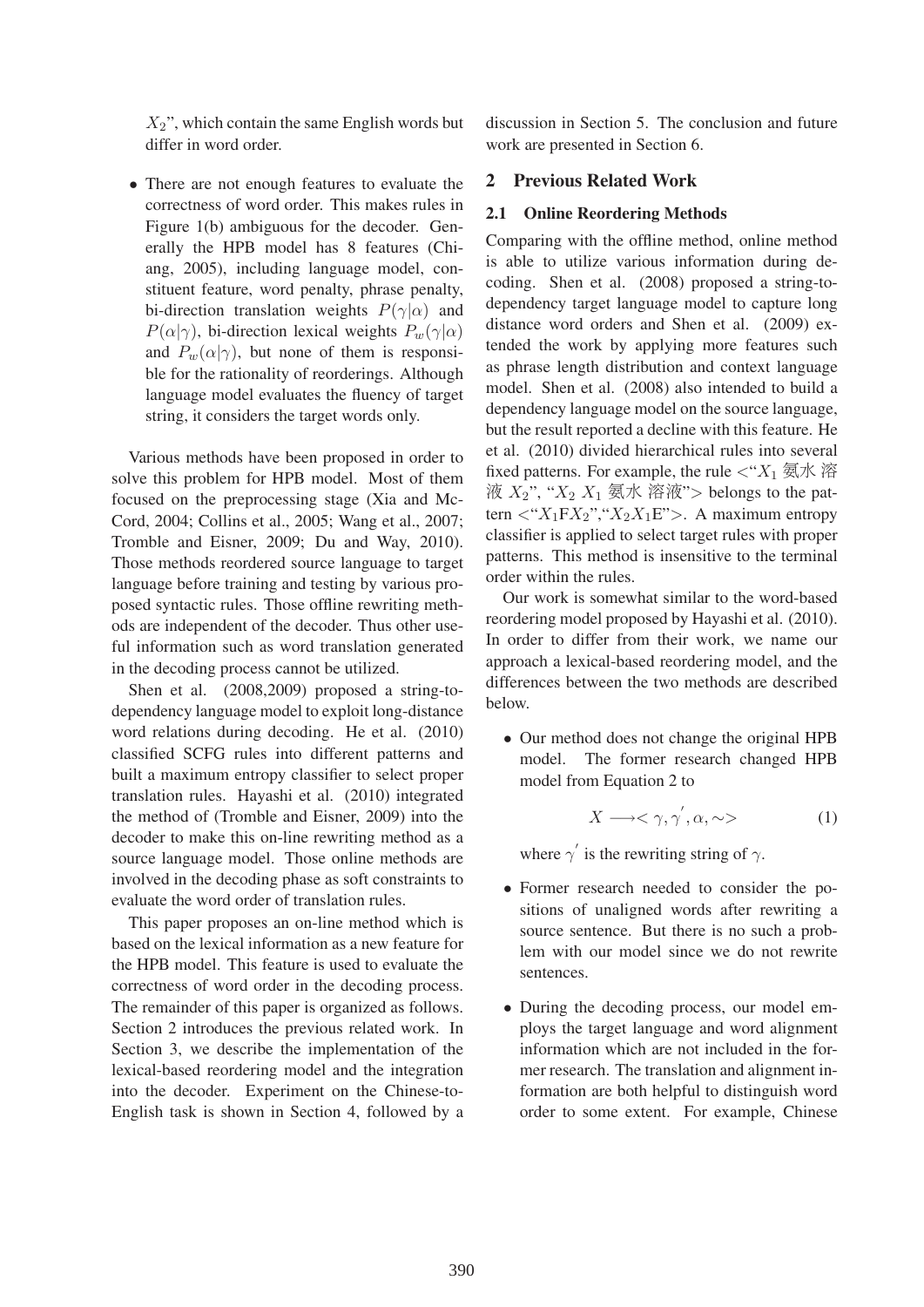$X_2$", which contain the same English words but differ in word order.

- There are not enough features to evaluate the correctness of word order. This makes rules in Figure 1(b) ambiguous for the decoder. Generally the HPB model has 8 features (Chiang, 2005), including language model, constituent feature, word penalty, phrase penalty, bi-direction translation weights $P(\gamma|\alpha)$ and $P(\alpha|\gamma)$, bi-direction lexical weights $P_w(\gamma|\alpha)$ and $P_w(\alpha|\gamma)$, but none of them is responsible for the rationality of reorderings. Although language model evaluates the fluency of target string, it considers the target words only.

Various methods have been proposed in order to solve this problem for HPB model. Most of them focused on the preprocessing stage (Xia and McCord, 2004; Collins et al., 2005; Wang et al., 2007; Tromble and Eisner, 2009; Du and Way, 2010). Those methods reordered source language to target language before training and testing by various proposed syntactic rules. Those offline rewriting methods are independent of the decoder. Thus other useful information such as word translation generated in the decoding process cannot be utilized.

Shen et al. (2008,2009) proposed a string-to-dependency language model to exploit long-distance word relations during decoding. He et al. (2010) classified SCFG rules into different patterns and built a maximum entropy classifier to select proper translation rules. Hayashi et al. (2010) integrated the method of (Tromble and Eisner, 2009) into the decoder to make this on-line rewriting method as a source language model. Those online methods are involved in the decoding phase as soft constraints to evaluate the word order of translation rules.

This paper proposes an on-line method which is based on the lexical information as a new feature for the HPB model. This feature is used to evaluate the correctness of word order in the decoding process. The remainder of this paper is organized as follows. Section 2 introduces the previous related work. In Section 3, we describe the implementation of the lexical-based reordering model and the integration into the decoder. Experiment on the Chinese-to-English task is shown in Section 4, followed by a discussion in Section 5. The conclusion and future work are presented in Section 6.

## 2 Previous Related Work

### 2.1 Online Reordering Methods

Comparing with the offline method, online method is able to utilize various information during decoding. Shen et al. (2008) proposed a string-to-dependency target language model to capture long distance word orders and Shen et al. (2009) extended the work by applying more features such as phrase length distribution and context language model. Shen et al. (2008) also intended to build a dependency language model on the source language, but the result reported a decline with this feature. He et al. (2010) divided hierarchical rules into several fixed patterns. For example, the rule <"$X_1$ 氨水 溶液 $X_2$", "$X_2$ $X_1$ 氨水 溶液"> belongs to the pattern <"$X_1$F$X_2$","$X_2X_1$E">. A maximum entropy classifier is applied to select target rules with proper patterns. This method is insensitive to the terminal order within the rules.

Our work is somewhat similar to the word-based reordering model proposed by Hayashi et al. (2010). In order to differ from their work, we name our approach a lexical-based reordering model, and the differences between the two methods are described below.

- Our method does not change the original HPB model. The former research changed HPB model from Equation 2 to

$$X \longrightarrow < \gamma, \gamma^{'}, \alpha, \sim > \tag{1}$$

  where $\gamma^{'}$ is the rewriting string of $\gamma$.

- Former research needed to consider the positions of unaligned words after rewriting a source sentence. But there is no such a problem with our model since we do not rewrite sentences.

- During the decoding process, our model employs the target language and word alignment information which are not included in the former research. The translation and alignment information are both helpful to distinguish word order to some extent. For example, Chinese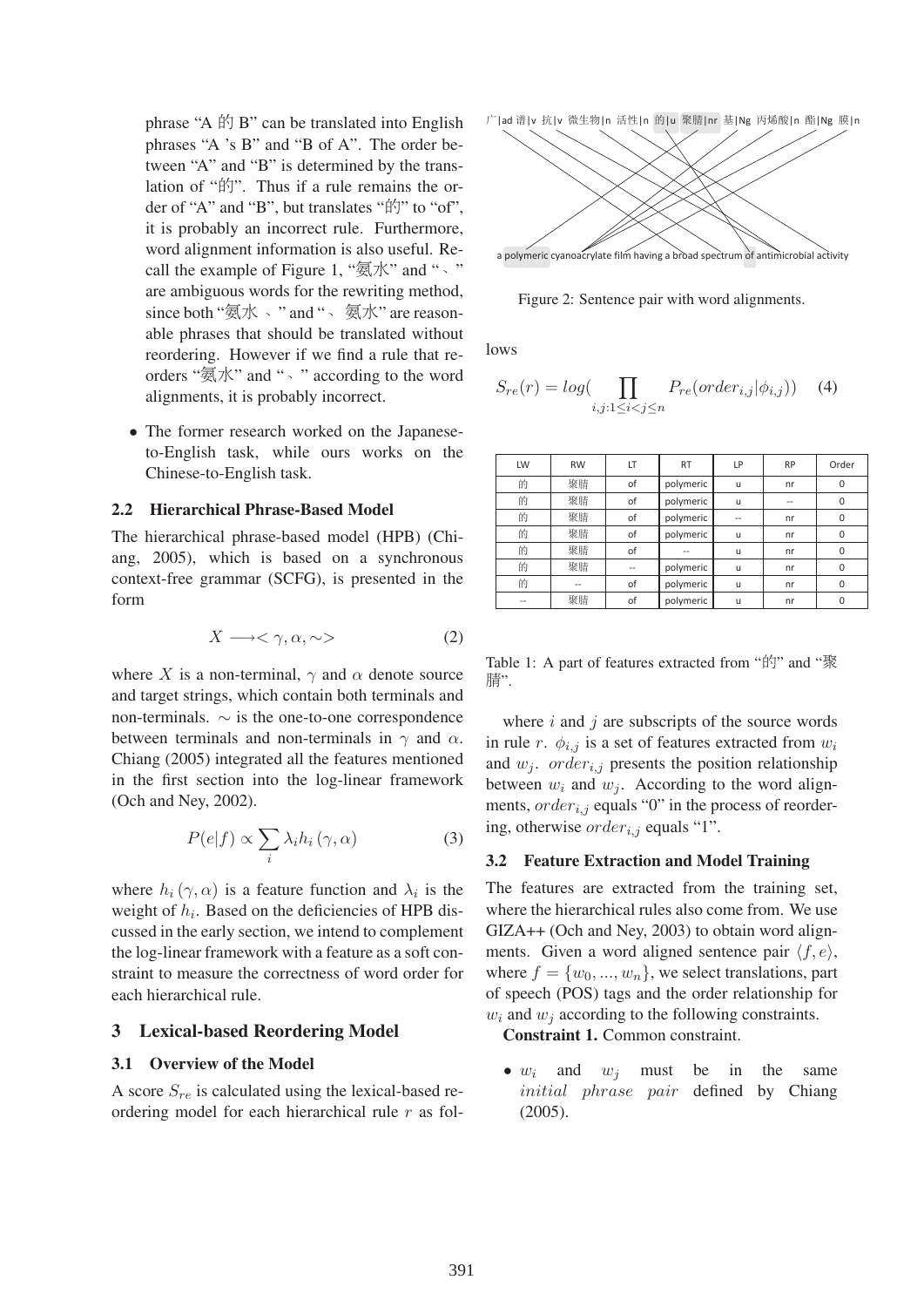phrase "A 的 B" can be translated into English phrases "A 's B" and "B of A". The order between "A" and "B" is determined by the translation of "的". Thus if a rule remains the order of "A" and "B", but translates "的" to "of", it is probably an incorrect rule. Furthermore, word alignment information is also useful. Recall the example of Figure 1, "氨水" and "、" are ambiguous words for the rewriting method, since both "氨水 、" and "、 氨水" are reasonable phrases that should be translated without reordering. However if we find a rule that reorders "氨水" and "、" according to the word alignments, it is probably incorrect.

- The former research worked on the Japanese-to-English task, while ours works on the Chinese-to-English task.

### 2.2 Hierarchical Phrase-Based Model

The hierarchical phrase-based model (HPB) (Chiang, 2005), which is based on a synchronous context-free grammar (SCFG), is presented in the form

$$X \longrightarrow < \gamma, \alpha, \sim > \tag{2}$$

where $X$ is a non-terminal, $\gamma$ and $\alpha$ denote source and target strings, which contain both terminals and non-terminals. $\sim$ is the one-to-one correspondence between terminals and non-terminals in $\gamma$ and $\alpha$. Chiang (2005) integrated all the features mentioned in the first section into the log-linear framework (Och and Ney, 2002).

$$P(e|f) \propto \sum_i \lambda_i h_i(\gamma, \alpha) \tag{3}$$

where $h_i(\gamma, \alpha)$ is a feature function and $\lambda_i$ is the weight of $h_i$. Based on the deficiencies of HPB discussed in the early section, we intend to complement the log-linear framework with a feature as a soft constraint to measure the correctness of word order for each hierarchical rule.

## 3 Lexical-based Reordering Model

### 3.1 Overview of the Model

A score $S_{re}$ is calculated using the lexical-based reordering model for each hierarchical rule $r$ as follows

广|ad 谱|v 抗|v 微生物|n 活性|n 的|u 聚腈|nr 基|Ng 丙烯酸|n 酯|Ng 膜|n

a polymeric cyanoacrylate film having a broad spectrum of antimicrobial activity

Figure 2: Sentence pair with word alignments.

$$S_{re}(r) = log(\prod_{i,j:1 \leq i < j \leq n} P_{re}(order_{i,j}|\phi_{i,j})) \tag{4}$$

| LW | RW | LT | RT | LP | RP | Order |
|---|---|---|---|---|---|---|
| 的 | 聚腈 | of | polymeric | u | nr | 0 |
| 的 | 聚腈 | of | polymeric | u | -- | 0 |
| 的 | 聚腈 | of | polymeric | -- | nr | 0 |
| 的 | 聚腈 | of | polymeric | u | nr | 0 |
| 的 | 聚腈 | of | -- | u | nr | 0 |
| 的 | 聚腈 | -- | polymeric | u | nr | 0 |
| 的 | -- | of | polymeric | u | nr | 0 |
| -- | 聚腈 | of | polymeric | u | nr | 0 |

Table 1: A part of features extracted from "的" and "聚腈".

where $i$ and $j$ are subscripts of the source words in rule $r$. $\phi_{i,j}$ is a set of features extracted from $w_i$ and $w_j$. $order_{i,j}$ presents the position relationship between $w_i$ and $w_j$. According to the word alignments, $order_{i,j}$ equals "0" in the process of reordering, otherwise $order_{i,j}$ equals "1".

### 3.2 Feature Extraction and Model Training

The features are extracted from the training set, where the hierarchical rules also come from. We use GIZA++ (Och and Ney, 2003) to obtain word alignments. Given a word aligned sentence pair $\langle f, e \rangle$, where $f = \{w_0, ..., w_n\}$, we select translations, part of speech (POS) tags and the order relationship for $w_i$ and $w_j$ according to the following constraints.

**Constraint 1.** Common constraint.

- $w_i$ and $w_j$ must be in the same *initial phrase pair* defined by Chiang (2005).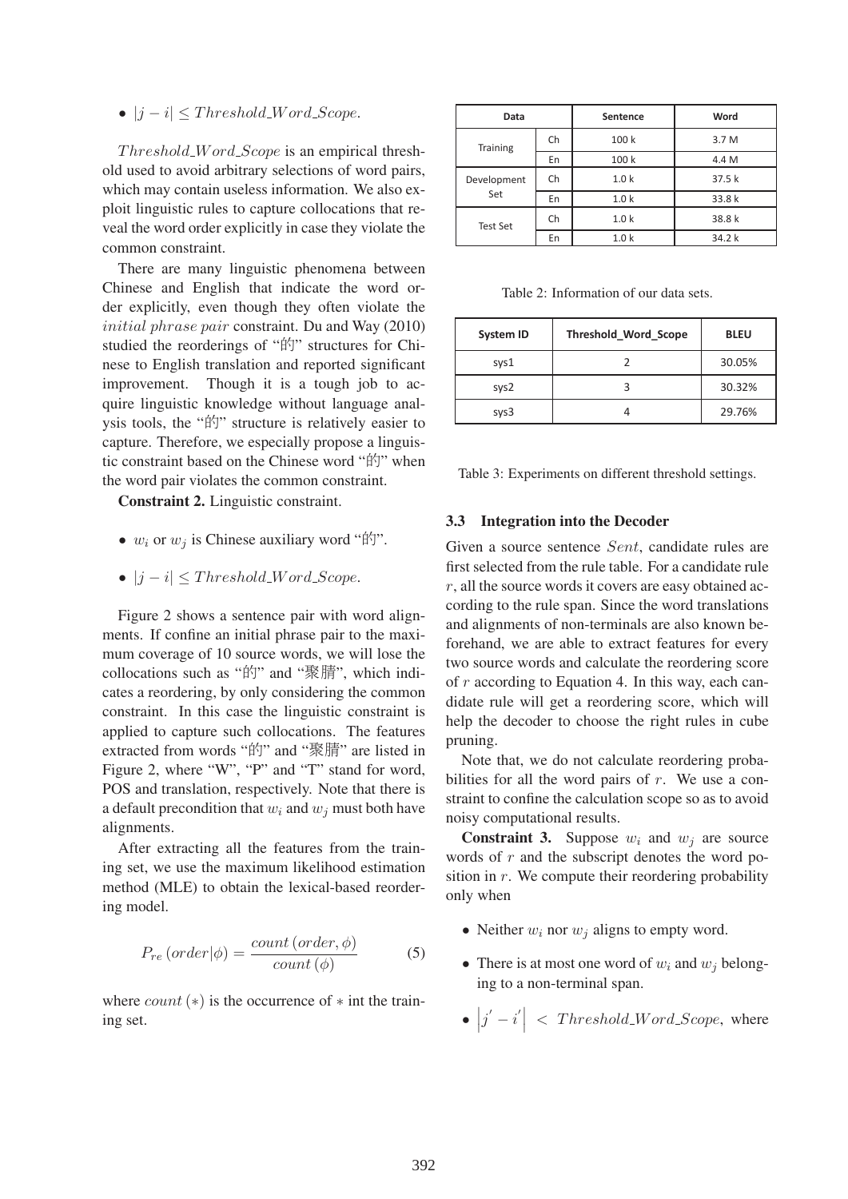- $|j - i| \leq Threshold\_Word\_Scope$.

$Threshold\_Word\_Scope$ is an empirical threshold used to avoid arbitrary selections of word pairs, which may contain useless information. We also exploit linguistic rules to capture collocations that reveal the word order explicitly in case they violate the common constraint.

There are many linguistic phenomena between Chinese and English that indicate the word order explicitly, even though they often violate the *initial phrase pair* constraint. Du and Way (2010) studied the reorderings of "的" structures for Chinese to English translation and reported significant improvement. Though it is a tough job to acquire linguistic knowledge without language analysis tools, the "的" structure is relatively easier to capture. Therefore, we especially propose a linguistic constraint based on the Chinese word "的" when the word pair violates the common constraint.

**Constraint 2.** Linguistic constraint.

- $w_i$ or $w_j$ is Chinese auxiliary word "的".
- $|j - i| \leq Threshold\_Word\_Scope$.

Figure 2 shows a sentence pair with word alignments. If confine an initial phrase pair to the maximum coverage of 10 source words, we will lose the collocations such as "的" and "聚腈", which indicates a reordering, by only considering the common constraint. In this case the linguistic constraint is applied to capture such collocations. The features extracted from words "的" and "聚腈" are listed in Figure 2, where "W", "P" and "T" stand for word, POS and translation, respectively. Note that there is a default precondition that $w_i$ and $w_j$ must both have alignments.

After extracting all the features from the training set, we use the maximum likelihood estimation method (MLE) to obtain the lexical-based reordering model.

$$P_{re}\left(order|\phi\right) = \frac{count\left(order, \phi\right)}{count\left(\phi\right)} \tag{5}$$

where $count\left(*\right)$ is the occurrence of $*$ int the training set.

| Data | | Sentence | Word |
|---|---|---|---|
| Training | Ch | 100 k | 3.7 M |
| | En | 100 k | 4.4 M |
| Development Set | Ch | 1.0 k | 37.5 k |
| | En | 1.0 k | 33.8 k |
| Test Set | Ch | 1.0 k | 38.8 k |
| | En | 1.0 k | 34.2 k |

Table 2: Information of our data sets.

| System ID | Threshold_Word_Scope | BLEU |
|---|---|---|
| sys1 | 2 | 30.05% |
| sys2 | 3 | 30.32% |
| sys3 | 4 | 29.76% |

Table 3: Experiments on different threshold settings.

### 3.3 Integration into the Decoder

Given a source sentence $Sent$, candidate rules are first selected from the rule table. For a candidate rule $r$, all the source words it covers are easy obtained according to the rule span. Since the word translations and alignments of non-terminals are also known beforehand, we are able to extract features for every two source words and calculate the reordering score of $r$ according to Equation 4. In this way, each candidate rule will get a reordering score, which will help the decoder to choose the right rules in cube pruning.

Note that, we do not calculate reordering probabilities for all the word pairs of $r$. We use a constraint to confine the calculation scope so as to avoid noisy computational results.

**Constraint 3.** Suppose $w_i$ and $w_j$ are source words of $r$ and the subscript denotes the word position in $r$. We compute their reordering probability only when

- Neither $w_i$ nor $w_j$ aligns to empty word.
- There is at most one word of $w_i$ and $w_j$ belonging to a non-terminal span.
- $\left|j^{'} - i^{'}\right| < Threshold\_Word\_Scope$, where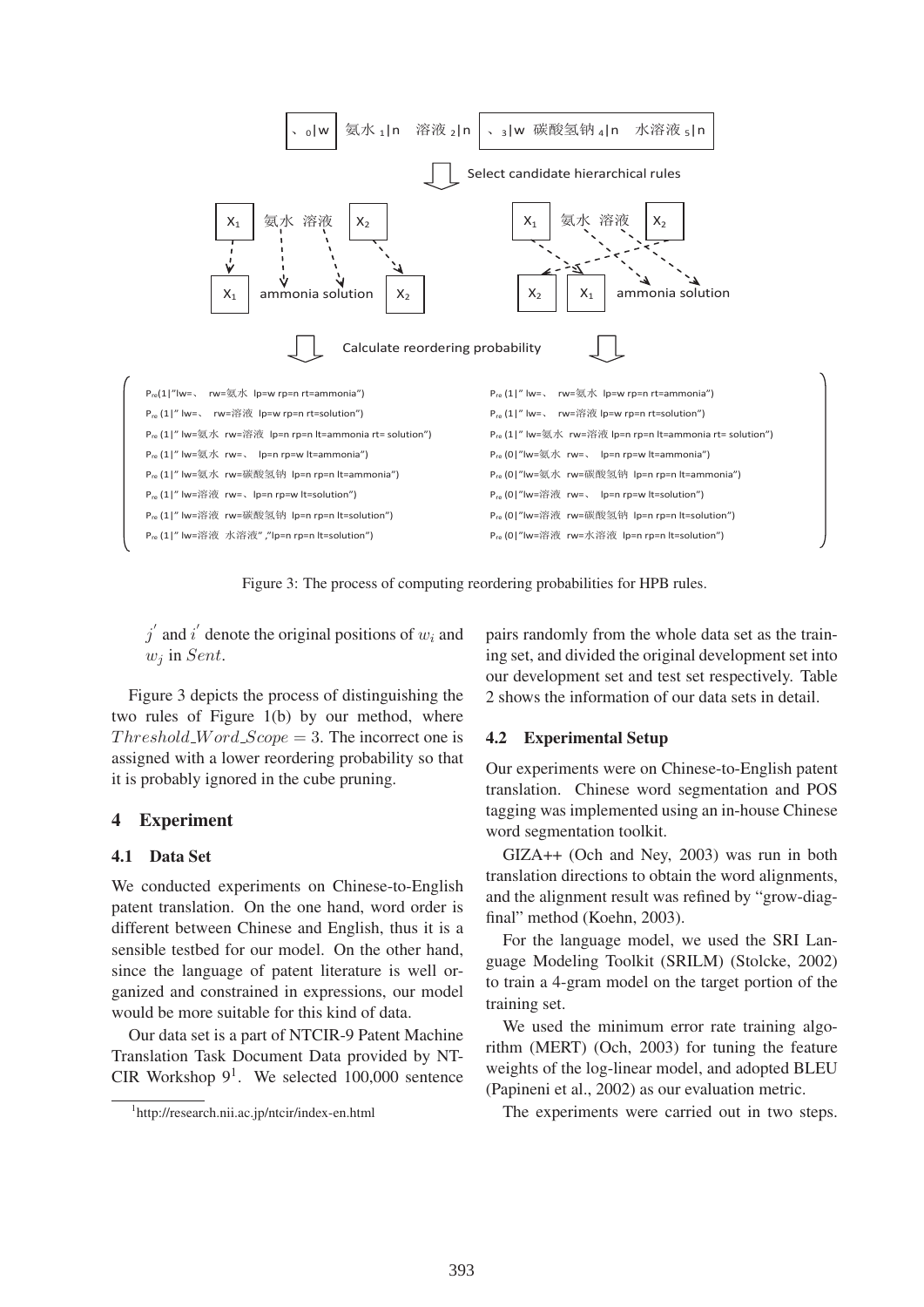Figure 3: The process of computing reordering probabilities for HPB rules.

$j^{'}$ and $i^{'}$ denote the original positions of $w_i$ and $w_j$ in $Sent$.

Figure 3 depicts the process of distinguishing the two rules of Figure 1(b) by our method, where $Threshold\_Word\_Scope = 3$. The incorrect one is assigned with a lower reordering probability so that it is probably ignored in the cube pruning.

## 4 Experiment

### 4.1 Data Set

We conducted experiments on Chinese-to-English patent translation. On the one hand, word order is different between Chinese and English, thus it is a sensible testbed for our model. On the other hand, since the language of patent literature is well organized and constrained in expressions, our model would be more suitable for this kind of data.

Our data set is a part of NTCIR-9 Patent Machine Translation Task Document Data provided by NTCIR Workshop 9[1]. We selected 100,000 sentence pairs randomly from the whole data set as the training set, and divided the original development set into our development set and test set respectively. Table 2 shows the information of our data sets in detail.

[1] http://research.nii.ac.jp/ntcir/index-en.html

### 4.2 Experimental Setup

Our experiments were on Chinese-to-English patent translation. Chinese word segmentation and POS tagging was implemented using an in-house Chinese word segmentation toolkit.

GIZA++ (Och and Ney, 2003) was run in both translation directions to obtain the word alignments, and the alignment result was refined by "grow-diag-final" method (Koehn, 2003).

For the language model, we used the SRI Language Modeling Toolkit (SRILM) (Stolcke, 2002) to train a 4-gram model on the target portion of the training set.

We used the minimum error rate training algorithm (MERT) (Och, 2003) for tuning the feature weights of the log-linear model, and adopted BLEU (Papineni et al., 2002) as our evaluation metric.

The experiments were carried out in two steps.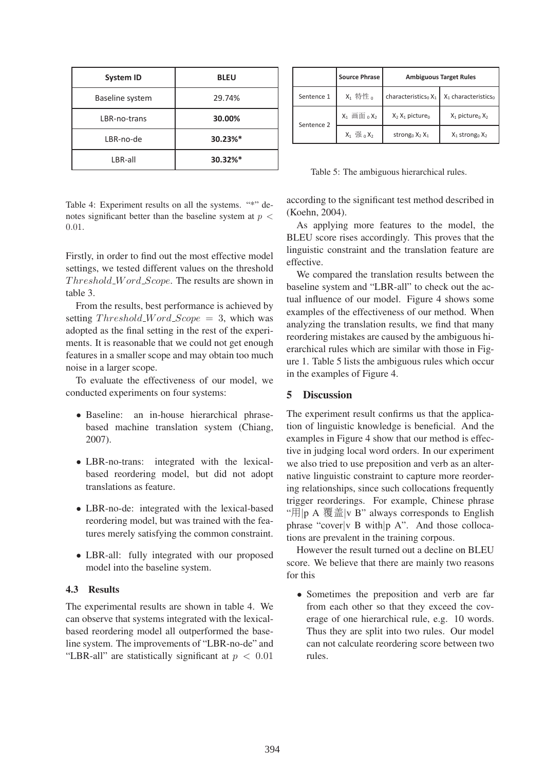| System ID | BLEU |
|---|---|
| Baseline system | 29.74% |
| LBR-no-trans | **30.00%** |
| LBR-no-de | **30.23%*** |
| LBR-all | **30.32%*** |

Table 4: Experiment results on all the systems. "*" denotes significant better than the baseline system at $p < 0.01$.

Firstly, in order to find out the most effective model settings, we tested different values on the threshold $Threshold\_Word\_Scope$. The results are shown in table 3.

From the results, best performance is achieved by setting $Threshold\_Word\_Scope = 3$, which was adopted as the final setting in the rest of the experiments. It is reasonable that we could not get enough features in a smaller scope and may obtain too much noise in a larger scope.

To evaluate the effectiveness of our model, we conducted experiments on four systems:

- Baseline: an in-house hierarchical phrase-based machine translation system (Chiang, 2007).
- LBR-no-trans: integrated with the lexical-based reordering model, but did not adopt translations as feature.
- LBR-no-de: integrated with the lexical-based reordering model, but was trained with the features merely satisfying the common constraint.
- LBR-all: fully integrated with our proposed model into the baseline system.

### 4.3 Results

The experimental results are shown in table 4. We can observe that systems integrated with the lexical-based reordering model all outperformed the baseline system. The improvements of "LBR-no-de" and "LBR-all" are statistically significant at $p < 0.01$ according to the significant test method described in (Koehn, 2004).

| | Source Phrase | Ambiguous Target Rules | |
|---|---|---|---|
| Sentence 1 | $X_1$ 特性 $_0$ | characteristics$_0$ $X_1$ | $X_1$ characteristics$_0$ |
| Sentence 2 | $X_1$ 画面 $_0$ $X_2$ | $X_2$ $X_1$ picture$_0$ | $X_1$ picture$_0$ $X_2$ |
| | $X_1$ 强 $_0$ $X_2$ | strong$_0$ $X_2$ $X_1$ | $X_1$ strong$_0$ $X_2$ |

Table 5: The ambiguous hierarchical rules.

As applying more features to the model, the BLEU score rises accordingly. This proves that the linguistic constraint and the translation feature are effective.

We compared the translation results between the baseline system and "LBR-all" to check out the actual influence of our model. Figure 4 shows some examples of the effectiveness of our method. When analyzing the translation results, we find that many reordering mistakes are caused by the ambiguous hierarchical rules which are similar with those in Figure 1. Table 5 lists the ambiguous rules which occur in the examples of Figure 4.

## 5 Discussion

The experiment result confirms us that the application of linguistic knowledge is beneficial. And the examples in Figure 4 show that our method is effective in judging local word orders. In our experiment we also tried to use preposition and verb as an alternative linguistic constraint to capture more reordering relationships, since such collocations frequently trigger reorderings. For example, Chinese phrase "用|p A 覆盖|v B" always corresponds to English phrase "cover|v B with|p A". And those collocations are prevalent in the training corpous.

However the result turned out a decline on BLEU score. We believe that there are mainly two reasons for this

- Sometimes the preposition and verb are far from each other so that they exceed the coverage of one hierarchical rule, e.g. 10 words. Thus they are split into two rules. Our model can not calculate reordering score between two rules.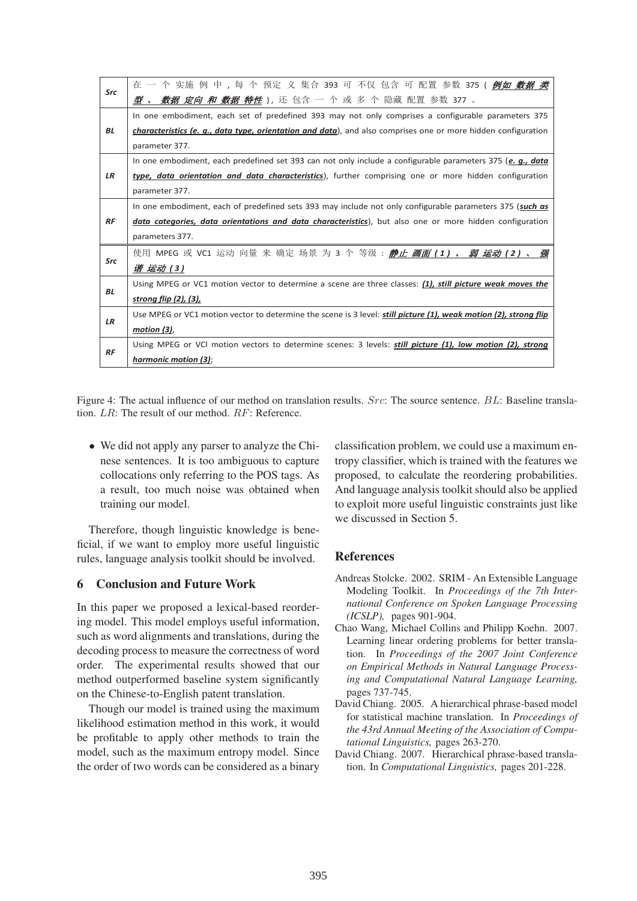| | |
|---|---|
| ***Src*** | 在 一 个 实施 例 中 , 每 个 预定 义 集合 393 可 不仅 包含 可 配置 参数 375 ( ***例如 数据 类 型 、 数据 定向 和 数据 特性*** ) , 还 包含 一 个 或 多 个 隐藏 配置 参数 377 。 |
| ***BL*** | In one embodiment, each set of predefined 393 may not only comprises a configurable parameters 375 ***characteristics (e. g., data type, orientation and data***), and also comprises one or more hidden configuration parameter 377. |
| ***LR*** | In one embodiment, each predefined set 393 can not only include a configurable parameters 375 (***e. g., data type, data orientation and data characteristics***), further comprising one or more hidden configuration parameter 377. |
| ***RF*** | In one embodiment, each of predefined sets 393 may include not only configurable parameters 375 (***such as data categories, data orientations and data characteristics***), but also one or more hidden configuration parameters 377. |
| ***Src*** | 使用 MPEG 或 VC1 运动 向量 来 确定 场景 为 3 个 等级 : ***静止 画面 ( 1 ) 、 弱 运动 ( 2 ) 、 强 谐 运动 ( 3 )*** |
| ***BL*** | Using MPEG or VC1 motion vector to determine a scene are three classes: ***(1), still picture weak moves the strong flip (2), (3),*** |
| ***LR*** | Use MPEG or VC1 motion vector to determine the scene is 3 level: ***still picture (1), weak motion (2), strong flip motion (3)***, |
| ***RF*** | Using MPEG or VCl motion vectors to determine scenes: 3 levels: ***still picture (1), low motion (2), strong harmonic motion (3)***; |

Figure 4: The actual influence of our method on translation results. $Src$: The source sentence. $BL$: Baseline translation. $LR$: The result of our method. $RF$: Reference.

- We did not apply any parser to analyze the Chinese sentences. It is too ambiguous to capture collocations only referring to the POS tags. As a result, too much noise was obtained when training our model.

Therefore, though linguistic knowledge is beneficial, if we want to employ more useful linguistic rules, language analysis toolkit should be involved.

## 6 Conclusion and Future Work

In this paper we proposed a lexical-based reordering model. This model employs useful information, such as word alignments and translations, during the decoding process to measure the correctness of word order. The experimental results showed that our method outperformed baseline system significantly on the Chinese-to-English patent translation.

Though our model is trained using the maximum likelihood estimation method in this work, it would be profitable to apply other methods to train the model, such as the maximum entropy model. Since the order of two words can be considered as a binary classification problem, we could use a maximum entropy classifier, which is trained with the features we proposed, to calculate the reordering probabilities. And language analysis toolkit should also be applied to exploit more useful linguistic constraints just like we discussed in Section 5.

## References

Andreas Stolcke. 2002. SRIM - An Extensible Language Modeling Toolkit. In *Proceedings of the 7th International Conference on Spoken Language Processing (ICSLP),* pages 901-904.

Chao Wang, Michael Collins and Philipp Koehn. 2007. Learning linear ordering problems for better translation. In *Proceedings of the 2007 Joint Conference on Empirical Methods in Natural Language Processing and Computational Natural Language Learning,* pages 737-745.

David Chiang. 2005. A hierarchical phrase-based model for statistical machine translation. In *Proceedings of the 43rd Annual Meeting of the Association of Computational Linguistics,* pages 263-270.

David Chiang. 2007. Hierarchical phrase-based translation. In *Computational Linguistics,* pages 201-228.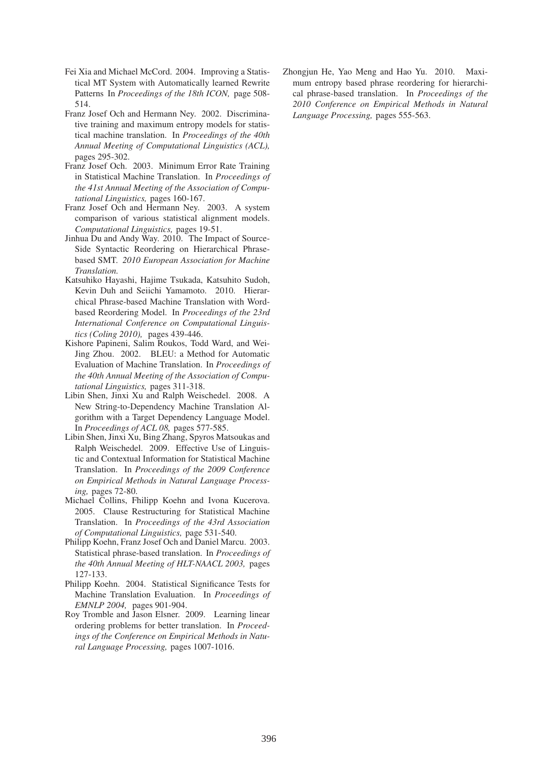Fei Xia and Michael McCord. 2004. Improving a Statistical MT System with Automatically learned Rewrite Patterns In *Proceedings of the 18th ICON,* page 508-514.

Franz Josef Och and Hermann Ney. 2002. Discriminative training and maximum entropy models for statistical machine translation. In *Proceedings of the 40th Annual Meeting of Computational Linguistics (ACL),* pages 295-302.

Franz Josef Och. 2003. Minimum Error Rate Training in Statistical Machine Translation. In *Proceedings of the 41st Annual Meeting of the Association of Computational Linguistics,* pages 160-167.

Franz Josef Och and Hermann Ney. 2003. A system comparison of various statistical alignment models. *Computational Linguistics,* pages 19-51.

Jinhua Du and Andy Way. 2010. The Impact of Source-Side Syntactic Reordering on Hierarchical Phrase-based SMT. *2010 European Association for Machine Translation.*

Katsuhiko Hayashi, Hajime Tsukada, Katsuhito Sudoh, Kevin Duh and Seiichi Yamamoto. 2010. Hierarchical Phrase-based Machine Translation with Word-based Reordering Model. In *Proceedings of the 23rd International Conference on Computational Linguistics (Coling 2010),* pages 439-446.

Kishore Papineni, Salim Roukos, Todd Ward, and Wei-Jing Zhou. 2002. BLEU: a Method for Automatic Evaluation of Machine Translation. In *Proceedings of the 40th Annual Meeting of the Association of Computational Linguistics,* pages 311-318.

Libin Shen, Jinxi Xu and Ralph Weischedel. 2008. A New String-to-Dependency Machine Translation Algorithm with a Target Dependency Language Model. In *Proceedings of ACL 08,* pages 577-585.

Libin Shen, Jinxi Xu, Bing Zhang, Spyros Matsoukas and Ralph Weischedel. 2009. Effective Use of Linguistic and Contextual Information for Statistical Machine Translation. In *Proceedings of the 2009 Conference on Empirical Methods in Natural Language Processing,* pages 72-80.

Michael Collins, Fhilipp Koehn and Ivona Kucerova. 2005. Clause Restructuring for Statistical Machine Translation. In *Proceedings of the 43rd Association of Computational Linguistics,* page 531-540.

Philipp Koehn, Franz Josef Och and Daniel Marcu. 2003. Statistical phrase-based translation. In *Proceedings of the 40th Annual Meeting of HLT-NAACL 2003,* pages 127-133.

Philipp Koehn. 2004. Statistical Significance Tests for Machine Translation Evaluation. In *Proceedings of EMNLP 2004,* pages 901-904.

Roy Tromble and Jason Elsner. 2009. Learning linear ordering problems for better translation. In *Proceedings of the Conference on Empirical Methods in Natural Language Processing,* pages 1007-1016.

Zhongjun He, Yao Meng and Hao Yu. 2010. Maximum entropy based phrase reordering for hierarchical phrase-based translation. In *Proceedings of the 2010 Conference on Empirical Methods in Natural Language Processing,* pages 555-563.